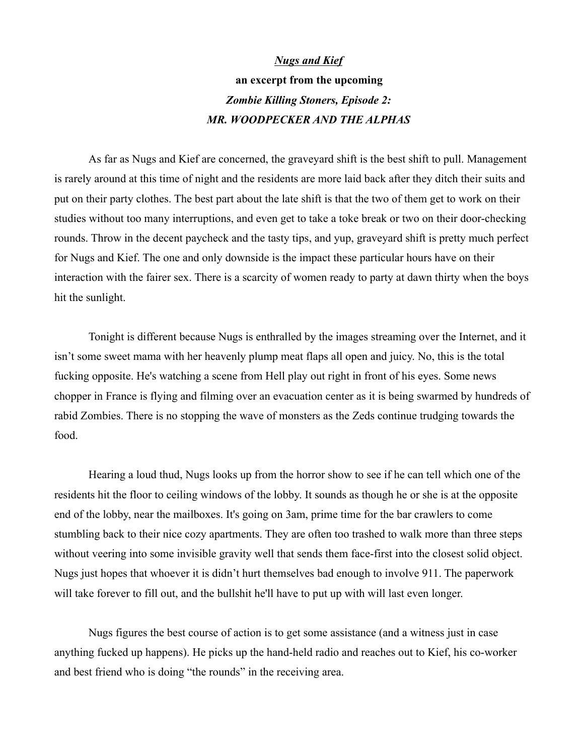***Nugs and Kief***

**an excerpt from the upcoming**

***Zombie Killing Stoners, Episode 2:***

***MR. WOODPECKER AND THE ALPHAS***

As far as Nugs and Kief are concerned, the graveyard shift is the best shift to pull. Management is rarely around at this time of night and the residents are more laid back after they ditch their suits and put on their party clothes. The best part about the late shift is that the two of them get to work on their studies without too many interruptions, and even get to take a toke break or two on their door-checking rounds. Throw in the decent paycheck and the tasty tips, and yup, graveyard shift is pretty much perfect for Nugs and Kief. The one and only downside is the impact these particular hours have on their interaction with the fairer sex. There is a scarcity of women ready to party at dawn thirty when the boys hit the sunlight.

Tonight is different because Nugs is enthralled by the images streaming over the Internet, and it isn't some sweet mama with her heavenly plump meat flaps all open and juicy. No, this is the total fucking opposite. He's watching a scene from Hell play out right in front of his eyes. Some news chopper in France is flying and filming over an evacuation center as it is being swarmed by hundreds of rabid Zombies. There is no stopping the wave of monsters as the Zeds continue trudging towards the food.

Hearing a loud thud, Nugs looks up from the horror show to see if he can tell which one of the residents hit the floor to ceiling windows of the lobby. It sounds as though he or she is at the opposite end of the lobby, near the mailboxes. It's going on 3am, prime time for the bar crawlers to come stumbling back to their nice cozy apartments. They are often too trashed to walk more than three steps without veering into some invisible gravity well that sends them face-first into the closest solid object. Nugs just hopes that whoever it is didn't hurt themselves bad enough to involve 911. The paperwork will take forever to fill out, and the bullshit he'll have to put up with will last even longer.

Nugs figures the best course of action is to get some assistance (and a witness just in case anything fucked up happens). He picks up the hand-held radio and reaches out to Kief, his co-worker and best friend who is doing "the rounds" in the receiving area.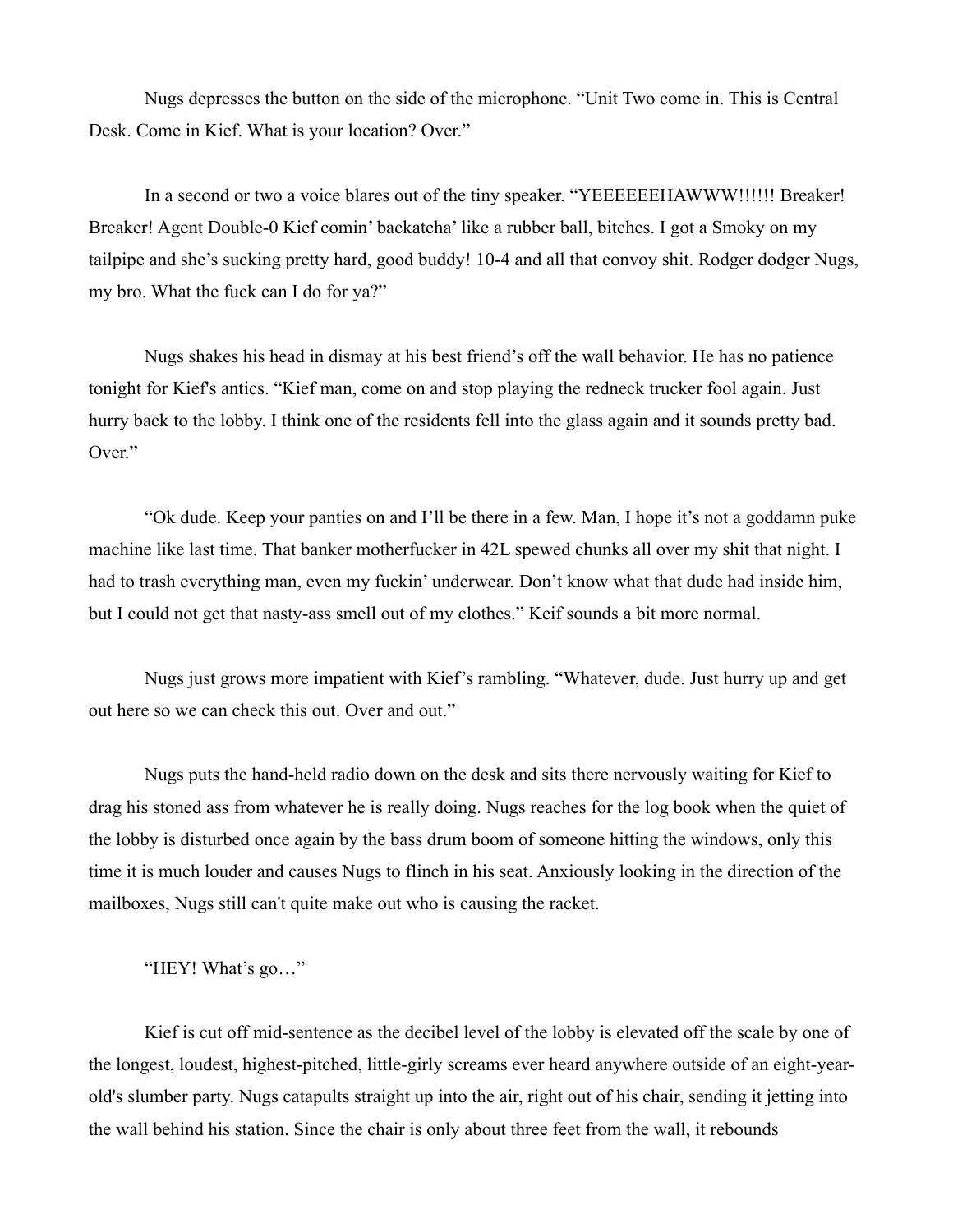Nugs depresses the button on the side of the microphone. "Unit Two come in. This is Central Desk. Come in Kief. What is your location? Over."

In a second or two a voice blares out of the tiny speaker. "YEEEEEEHAWWW!!!!!! Breaker! Breaker! Agent Double-0 Kief comin' backatcha' like a rubber ball, bitches. I got a Smoky on my tailpipe and she's sucking pretty hard, good buddy! 10-4 and all that convoy shit. Rodger dodger Nugs, my bro. What the fuck can I do for ya?"

Nugs shakes his head in dismay at his best friend's off the wall behavior. He has no patience tonight for Kief's antics. "Kief man, come on and stop playing the redneck trucker fool again. Just hurry back to the lobby. I think one of the residents fell into the glass again and it sounds pretty bad. Over."

"Ok dude. Keep your panties on and I'll be there in a few. Man, I hope it's not a goddamn puke machine like last time. That banker motherfucker in 42L spewed chunks all over my shit that night. I had to trash everything man, even my fuckin' underwear. Don't know what that dude had inside him, but I could not get that nasty-ass smell out of my clothes." Keif sounds a bit more normal.

Nugs just grows more impatient with Kief's rambling. "Whatever, dude. Just hurry up and get out here so we can check this out. Over and out."

Nugs puts the hand-held radio down on the desk and sits there nervously waiting for Kief to drag his stoned ass from whatever he is really doing. Nugs reaches for the log book when the quiet of the lobby is disturbed once again by the bass drum boom of someone hitting the windows, only this time it is much louder and causes Nugs to flinch in his seat. Anxiously looking in the direction of the mailboxes, Nugs still can't quite make out who is causing the racket.

"HEY! What's go…"

Kief is cut off mid-sentence as the decibel level of the lobby is elevated off the scale by one of the longest, loudest, highest-pitched, little-girly screams ever heard anywhere outside of an eight-year-old's slumber party. Nugs catapults straight up into the air, right out of his chair, sending it jetting into the wall behind his station. Since the chair is only about three feet from the wall, it rebounds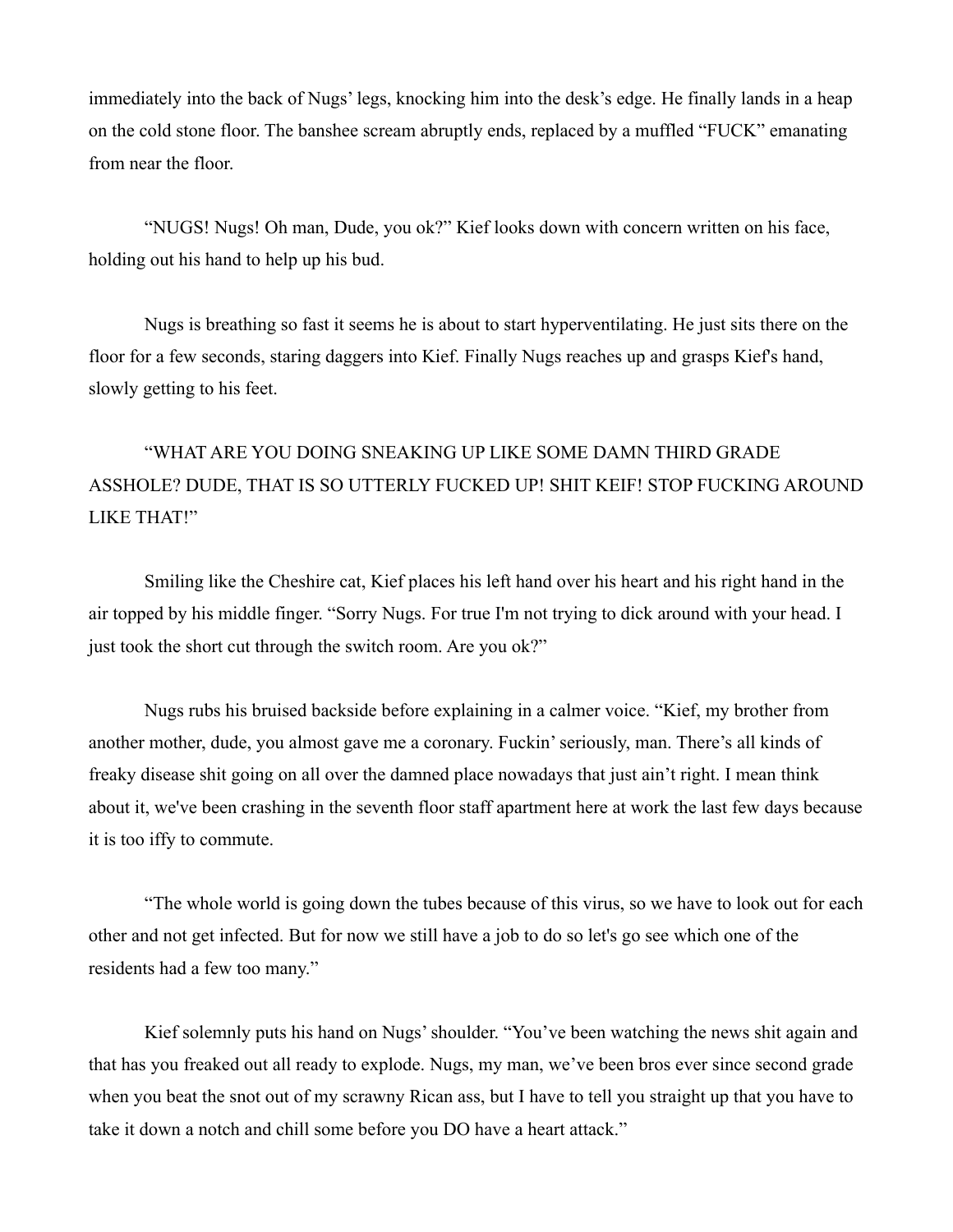immediately into the back of Nugs' legs, knocking him into the desk's edge. He finally lands in a heap on the cold stone floor. The banshee scream abruptly ends, replaced by a muffled "FUCK" emanating from near the floor.

"NUGS! Nugs! Oh man, Dude, you ok?" Kief looks down with concern written on his face, holding out his hand to help up his bud.

Nugs is breathing so fast it seems he is about to start hyperventilating. He just sits there on the floor for a few seconds, staring daggers into Kief. Finally Nugs reaches up and grasps Kief's hand, slowly getting to his feet.

"WHAT ARE YOU DOING SNEAKING UP LIKE SOME DAMN THIRD GRADE ASSHOLE? DUDE, THAT IS SO UTTERLY FUCKED UP! SHIT KEIF! STOP FUCKING AROUND LIKE THAT!"

Smiling like the Cheshire cat, Kief places his left hand over his heart and his right hand in the air topped by his middle finger. "Sorry Nugs. For true I'm not trying to dick around with your head. I just took the short cut through the switch room. Are you ok?"

Nugs rubs his bruised backside before explaining in a calmer voice. "Kief, my brother from another mother, dude, you almost gave me a coronary. Fuckin' seriously, man. There's all kinds of freaky disease shit going on all over the damned place nowadays that just ain't right. I mean think about it, we've been crashing in the seventh floor staff apartment here at work the last few days because it is too iffy to commute.

"The whole world is going down the tubes because of this virus, so we have to look out for each other and not get infected. But for now we still have a job to do so let's go see which one of the residents had a few too many."

Kief solemnly puts his hand on Nugs' shoulder. "You've been watching the news shit again and that has you freaked out all ready to explode. Nugs, my man, we've been bros ever since second grade when you beat the snot out of my scrawny Rican ass, but I have to tell you straight up that you have to take it down a notch and chill some before you DO have a heart attack."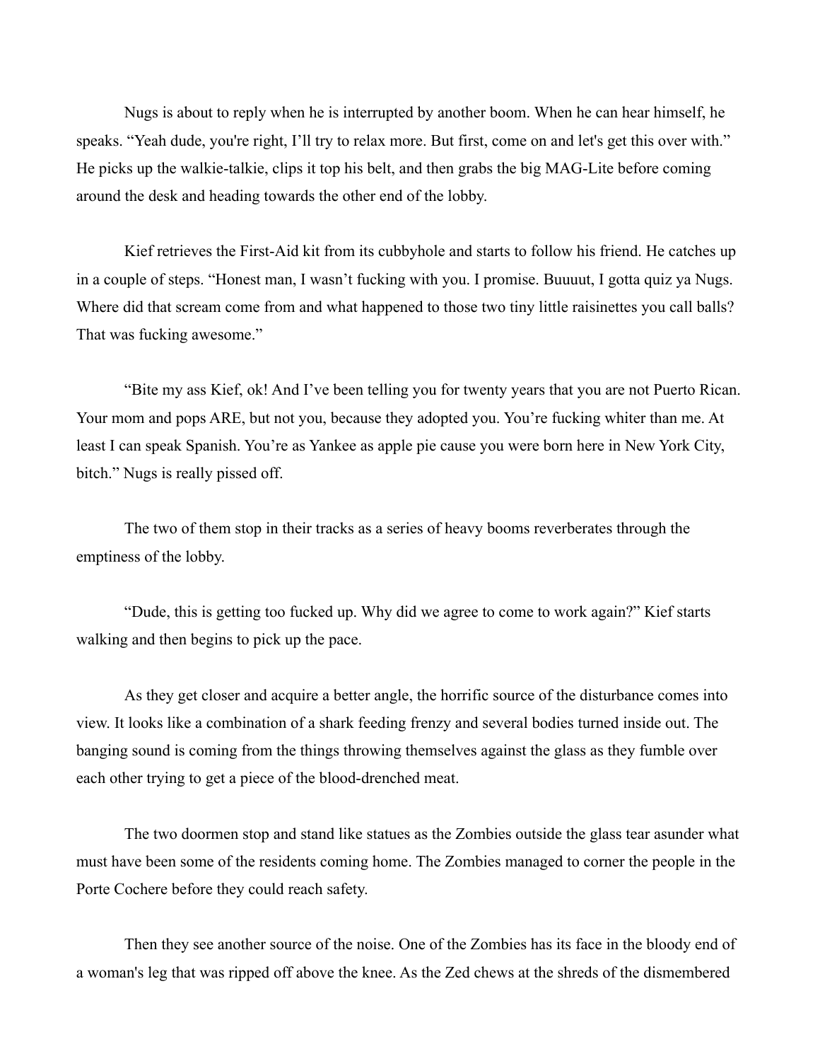Nugs is about to reply when he is interrupted by another boom. When he can hear himself, he speaks. "Yeah dude, you're right, I'll try to relax more. But first, come on and let's get this over with." He picks up the walkie-talkie, clips it top his belt, and then grabs the big MAG-Lite before coming around the desk and heading towards the other end of the lobby.

Kief retrieves the First-Aid kit from its cubbyhole and starts to follow his friend. He catches up in a couple of steps. "Honest man, I wasn't fucking with you. I promise. Buuuut, I gotta quiz ya Nugs. Where did that scream come from and what happened to those two tiny little raisinettes you call balls? That was fucking awesome."

"Bite my ass Kief, ok! And I've been telling you for twenty years that you are not Puerto Rican. Your mom and pops ARE, but not you, because they adopted you. You're fucking whiter than me. At least I can speak Spanish. You're as Yankee as apple pie cause you were born here in New York City, bitch." Nugs is really pissed off.

The two of them stop in their tracks as a series of heavy booms reverberates through the emptiness of the lobby.

"Dude, this is getting too fucked up. Why did we agree to come to work again?" Kief starts walking and then begins to pick up the pace.

As they get closer and acquire a better angle, the horrific source of the disturbance comes into view. It looks like a combination of a shark feeding frenzy and several bodies turned inside out. The banging sound is coming from the things throwing themselves against the glass as they fumble over each other trying to get a piece of the blood-drenched meat.

The two doormen stop and stand like statues as the Zombies outside the glass tear asunder what must have been some of the residents coming home. The Zombies managed to corner the people in the Porte Cochere before they could reach safety.

Then they see another source of the noise. One of the Zombies has its face in the bloody end of a woman's leg that was ripped off above the knee. As the Zed chews at the shreds of the dismembered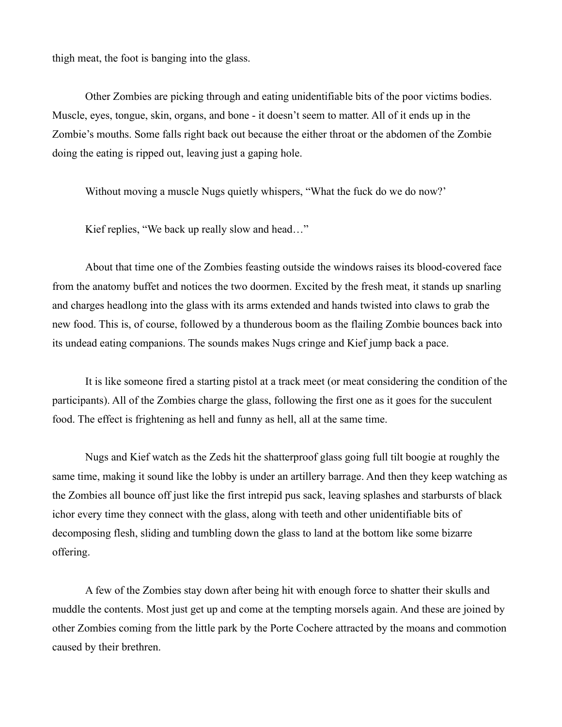thigh meat, the foot is banging into the glass.

Other Zombies are picking through and eating unidentifiable bits of the poor victims bodies. Muscle, eyes, tongue, skin, organs, and bone - it doesn't seem to matter. All of it ends up in the Zombie's mouths. Some falls right back out because the either throat or the abdomen of the Zombie doing the eating is ripped out, leaving just a gaping hole.

Without moving a muscle Nugs quietly whispers, "What the fuck do we do now?'

Kief replies, "We back up really slow and head…"

About that time one of the Zombies feasting outside the windows raises its blood-covered face from the anatomy buffet and notices the two doormen. Excited by the fresh meat, it stands up snarling and charges headlong into the glass with its arms extended and hands twisted into claws to grab the new food. This is, of course, followed by a thunderous boom as the flailing Zombie bounces back into its undead eating companions. The sounds makes Nugs cringe and Kief jump back a pace.

It is like someone fired a starting pistol at a track meet (or meat considering the condition of the participants). All of the Zombies charge the glass, following the first one as it goes for the succulent food. The effect is frightening as hell and funny as hell, all at the same time.

Nugs and Kief watch as the Zeds hit the shatterproof glass going full tilt boogie at roughly the same time, making it sound like the lobby is under an artillery barrage. And then they keep watching as the Zombies all bounce off just like the first intrepid pus sack, leaving splashes and starbursts of black ichor every time they connect with the glass, along with teeth and other unidentifiable bits of decomposing flesh, sliding and tumbling down the glass to land at the bottom like some bizarre offering.

A few of the Zombies stay down after being hit with enough force to shatter their skulls and muddle the contents. Most just get up and come at the tempting morsels again. And these are joined by other Zombies coming from the little park by the Porte Cochere attracted by the moans and commotion caused by their brethren.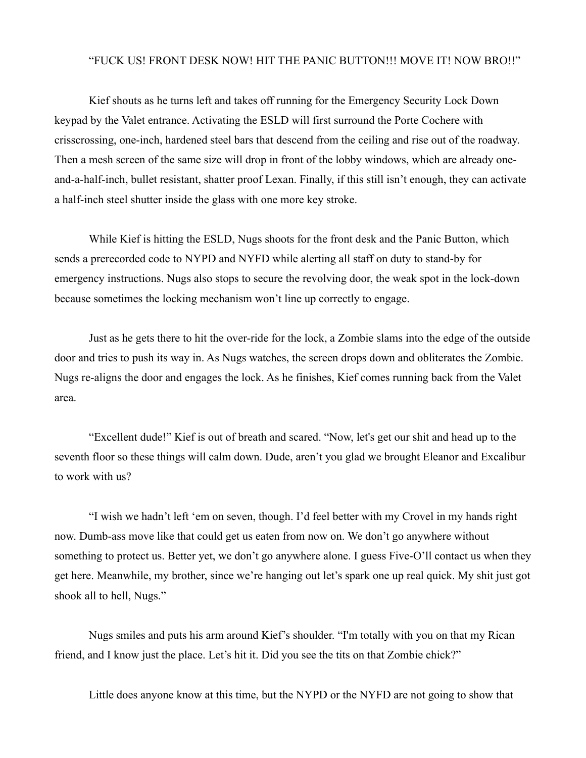"FUCK US! FRONT DESK NOW! HIT THE PANIC BUTTON!!! MOVE IT! NOW BRO!!"

Kief shouts as he turns left and takes off running for the Emergency Security Lock Down keypad by the Valet entrance. Activating the ESLD will first surround the Porte Cochere with crisscrossing, one-inch, hardened steel bars that descend from the ceiling and rise out of the roadway. Then a mesh screen of the same size will drop in front of the lobby windows, which are already one-and-a-half-inch, bullet resistant, shatter proof Lexan. Finally, if this still isn't enough, they can activate a half-inch steel shutter inside the glass with one more key stroke.

While Kief is hitting the ESLD, Nugs shoots for the front desk and the Panic Button, which sends a prerecorded code to NYPD and NYFD while alerting all staff on duty to stand-by for emergency instructions. Nugs also stops to secure the revolving door, the weak spot in the lock-down because sometimes the locking mechanism won't line up correctly to engage.

Just as he gets there to hit the over-ride for the lock, a Zombie slams into the edge of the outside door and tries to push its way in. As Nugs watches, the screen drops down and obliterates the Zombie. Nugs re-aligns the door and engages the lock. As he finishes, Kief comes running back from the Valet area.

"Excellent dude!" Kief is out of breath and scared. "Now, let's get our shit and head up to the seventh floor so these things will calm down. Dude, aren't you glad we brought Eleanor and Excalibur to work with us?

"I wish we hadn't left 'em on seven, though. I'd feel better with my Crovel in my hands right now. Dumb-ass move like that could get us eaten from now on. We don't go anywhere without something to protect us. Better yet, we don't go anywhere alone. I guess Five-O'll contact us when they get here. Meanwhile, my brother, since we're hanging out let's spark one up real quick. My shit just got shook all to hell, Nugs."

Nugs smiles and puts his arm around Kief's shoulder. "I'm totally with you on that my Rican friend, and I know just the place. Let's hit it. Did you see the tits on that Zombie chick?"

Little does anyone know at this time, but the NYPD or the NYFD are not going to show that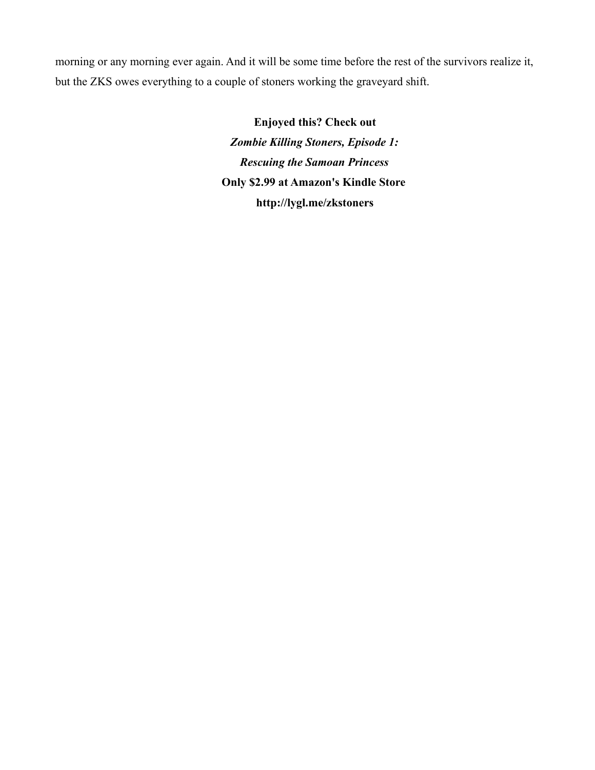morning or any morning ever again. And it will be some time before the rest of the survivors realize it, but the ZKS owes everything to a couple of stoners working the graveyard shift.

**Enjoyed this? Check out**
***Zombie Killing Stoners, Episode 1:***
***Rescuing the Samoan Princess***
**Only $2.99 at Amazon's Kindle Store**
**http://lygl.me/zkstoners**